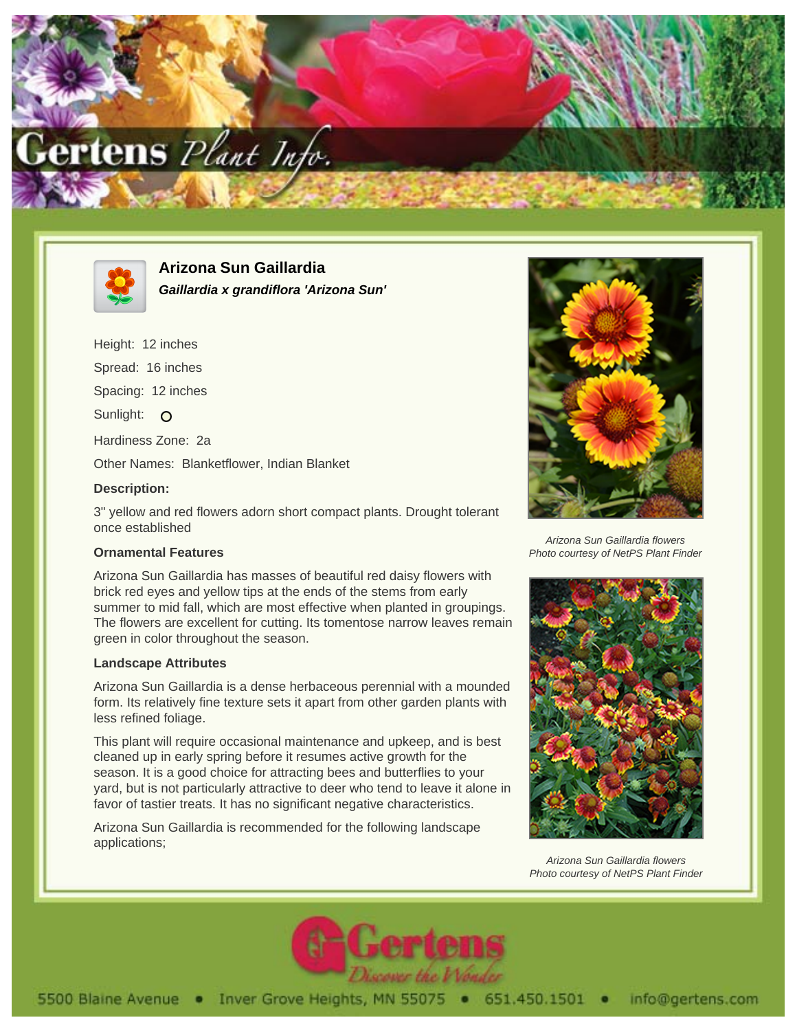# Arizona Sun Gaillardia

***Gaillardia x grandiflora 'Arizona Sun'***

Height: 12 inches

Spread: 16 inches

Spacing: 12 inches

Sunlight: O

Hardiness Zone: 2a

Other Names: Blanketflower, Indian Blanket

**Description:**

3" yellow and red flowers adorn short compact plants. Drought tolerant once established

### Ornamental Features

Arizona Sun Gaillardia has masses of beautiful red daisy flowers with brick red eyes and yellow tips at the ends of the stems from early summer to mid fall, which are most effective when planted in groupings. The flowers are excellent for cutting. Its tomentose narrow leaves remain green in color throughout the season.

### Landscape Attributes

Arizona Sun Gaillardia is a dense herbaceous perennial with a mounded form. Its relatively fine texture sets it apart from other garden plants with less refined foliage.

This plant will require occasional maintenance and upkeep, and is best cleaned up in early spring before it resumes active growth for the season. It is a good choice for attracting bees and butterflies to your yard, but is not particularly attractive to deer who tend to leave it alone in favor of tastier treats. It has no significant negative characteristics.

Arizona Sun Gaillardia is recommended for the following landscape applications;

*Arizona Sun Gaillardia flowers*
*Photo courtesy of NetPS Plant Finder*

*Arizona Sun Gaillardia flowers*
*Photo courtesy of NetPS Plant Finder*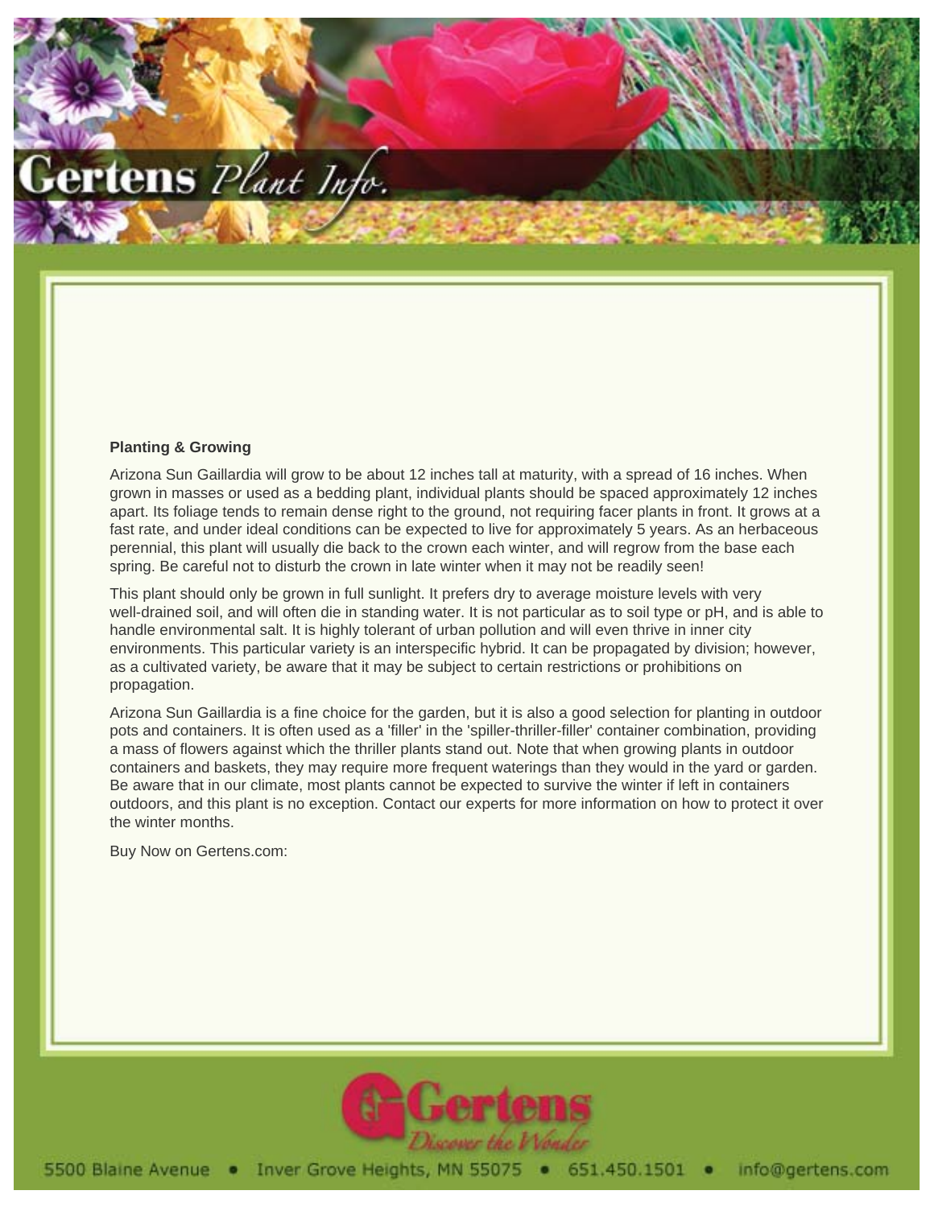## Planting & Growing

Arizona Sun Gaillardia will grow to be about 12 inches tall at maturity, with a spread of 16 inches. When grown in masses or used as a bedding plant, individual plants should be spaced approximately 12 inches apart. Its foliage tends to remain dense right to the ground, not requiring facer plants in front. It grows at a fast rate, and under ideal conditions can be expected to live for approximately 5 years. As an herbaceous perennial, this plant will usually die back to the crown each winter, and will regrow from the base each spring. Be careful not to disturb the crown in late winter when it may not be readily seen!

This plant should only be grown in full sunlight. It prefers dry to average moisture levels with very well-drained soil, and will often die in standing water. It is not particular as to soil type or pH, and is able to handle environmental salt. It is highly tolerant of urban pollution and will even thrive in inner city environments. This particular variety is an interspecific hybrid. It can be propagated by division; however, as a cultivated variety, be aware that it may be subject to certain restrictions or prohibitions on propagation.

Arizona Sun Gaillardia is a fine choice for the garden, but it is also a good selection for planting in outdoor pots and containers. It is often used as a 'filler' in the 'spiller-thriller-filler' container combination, providing a mass of flowers against which the thriller plants stand out. Note that when growing plants in outdoor containers and baskets, they may require more frequent waterings than they would in the yard or garden. Be aware that in our climate, most plants cannot be expected to survive the winter if left in containers outdoors, and this plant is no exception. Contact our experts for more information on how to protect it over the winter months.

Buy Now on Gertens.com: